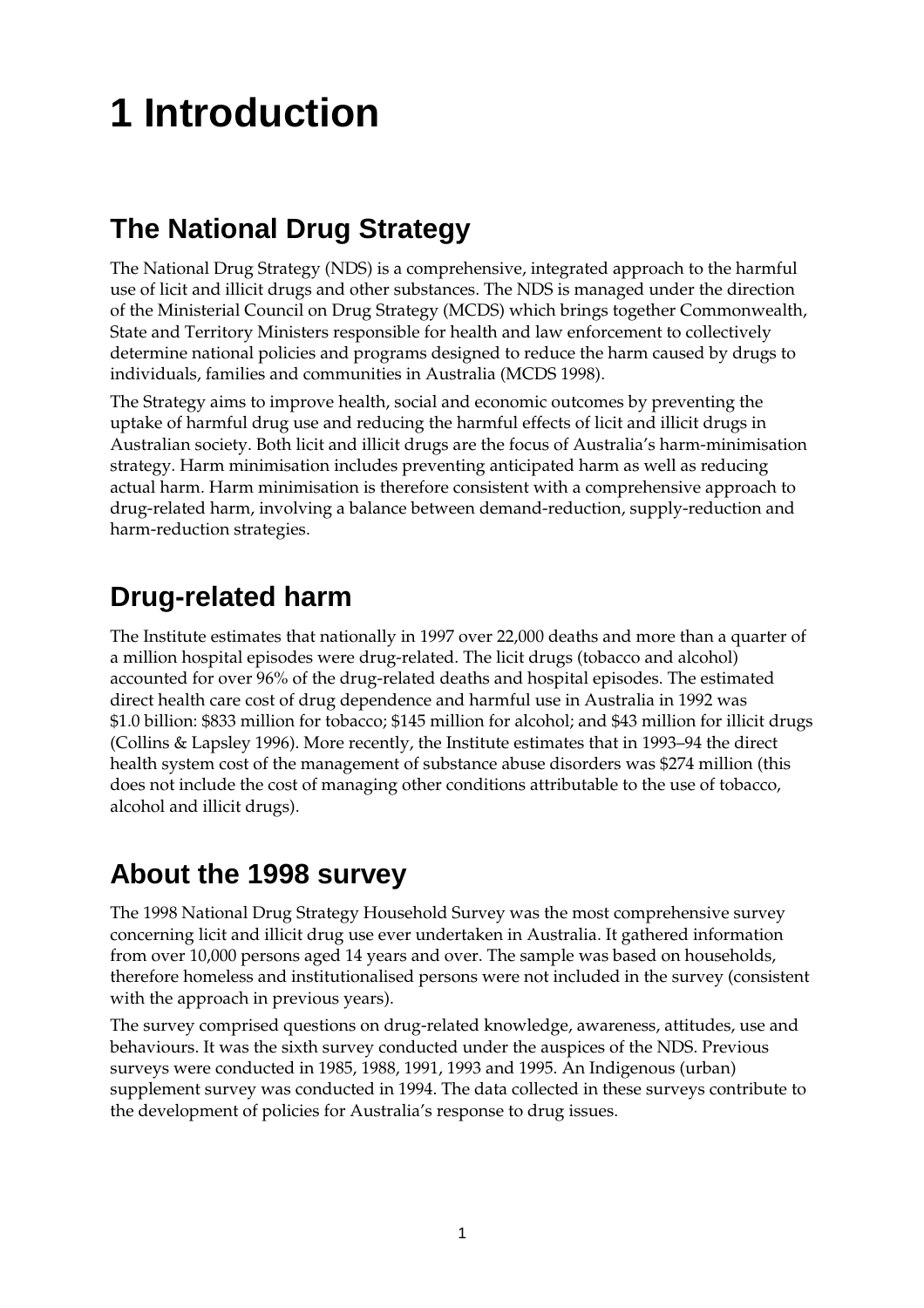# 1 Introduction

## The National Drug Strategy

The National Drug Strategy (NDS) is a comprehensive, integrated approach to the harmful use of licit and illicit drugs and other substances. The NDS is managed under the direction of the Ministerial Council on Drug Strategy (MCDS) which brings together Commonwealth, State and Territory Ministers responsible for health and law enforcement to collectively determine national policies and programs designed to reduce the harm caused by drugs to individuals, families and communities in Australia (MCDS 1998).

The Strategy aims to improve health, social and economic outcomes by preventing the uptake of harmful drug use and reducing the harmful effects of licit and illicit drugs in Australian society. Both licit and illicit drugs are the focus of Australia's harm-minimisation strategy. Harm minimisation includes preventing anticipated harm as well as reducing actual harm. Harm minimisation is therefore consistent with a comprehensive approach to drug-related harm, involving a balance between demand-reduction, supply-reduction and harm-reduction strategies.

## Drug-related harm

The Institute estimates that nationally in 1997 over 22,000 deaths and more than a quarter of a million hospital episodes were drug-related. The licit drugs (tobacco and alcohol) accounted for over 96% of the drug-related deaths and hospital episodes. The estimated direct health care cost of drug dependence and harmful use in Australia in 1992 was $1.0 billion: $833 million for tobacco; $145 million for alcohol; and $43 million for illicit drugs (Collins & Lapsley 1996). More recently, the Institute estimates that in 1993–94 the direct health system cost of the management of substance abuse disorders was $274 million (this does not include the cost of managing other conditions attributable to the use of tobacco, alcohol and illicit drugs).

## About the 1998 survey

The 1998 National Drug Strategy Household Survey was the most comprehensive survey concerning licit and illicit drug use ever undertaken in Australia. It gathered information from over 10,000 persons aged 14 years and over. The sample was based on households, therefore homeless and institutionalised persons were not included in the survey (consistent with the approach in previous years).

The survey comprised questions on drug-related knowledge, awareness, attitudes, use and behaviours. It was the sixth survey conducted under the auspices of the NDS. Previous surveys were conducted in 1985, 1988, 1991, 1993 and 1995. An Indigenous (urban) supplement survey was conducted in 1994. The data collected in these surveys contribute to the development of policies for Australia's response to drug issues.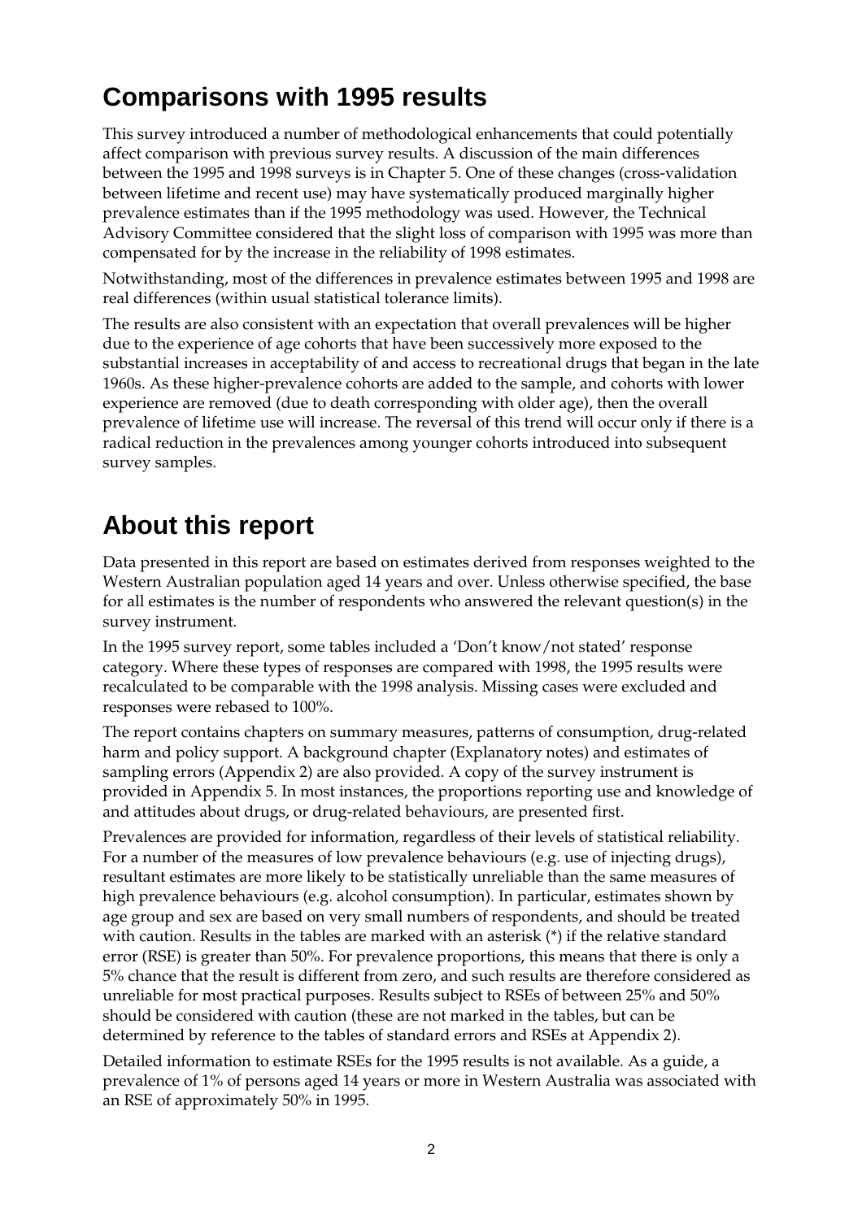## Comparisons with 1995 results

This survey introduced a number of methodological enhancements that could potentially affect comparison with previous survey results. A discussion of the main differences between the 1995 and 1998 surveys is in Chapter 5. One of these changes (cross-validation between lifetime and recent use) may have systematically produced marginally higher prevalence estimates than if the 1995 methodology was used. However, the Technical Advisory Committee considered that the slight loss of comparison with 1995 was more than compensated for by the increase in the reliability of 1998 estimates.

Notwithstanding, most of the differences in prevalence estimates between 1995 and 1998 are real differences (within usual statistical tolerance limits).

The results are also consistent with an expectation that overall prevalences will be higher due to the experience of age cohorts that have been successively more exposed to the substantial increases in acceptability of and access to recreational drugs that began in the late 1960s. As these higher-prevalence cohorts are added to the sample, and cohorts with lower experience are removed (due to death corresponding with older age), then the overall prevalence of lifetime use will increase. The reversal of this trend will occur only if there is a radical reduction in the prevalences among younger cohorts introduced into subsequent survey samples.

## About this report

Data presented in this report are based on estimates derived from responses weighted to the Western Australian population aged 14 years and over. Unless otherwise specified, the base for all estimates is the number of respondents who answered the relevant question(s) in the survey instrument.

In the 1995 survey report, some tables included a 'Don't know/not stated' response category. Where these types of responses are compared with 1998, the 1995 results were recalculated to be comparable with the 1998 analysis. Missing cases were excluded and responses were rebased to 100%.

The report contains chapters on summary measures, patterns of consumption, drug-related harm and policy support. A background chapter (Explanatory notes) and estimates of sampling errors (Appendix 2) are also provided. A copy of the survey instrument is provided in Appendix 5. In most instances, the proportions reporting use and knowledge of and attitudes about drugs, or drug-related behaviours, are presented first.

Prevalences are provided for information, regardless of their levels of statistical reliability. For a number of the measures of low prevalence behaviours (e.g. use of injecting drugs), resultant estimates are more likely to be statistically unreliable than the same measures of high prevalence behaviours (e.g. alcohol consumption). In particular, estimates shown by age group and sex are based on very small numbers of respondents, and should be treated with caution. Results in the tables are marked with an asterisk (*) if the relative standard error (RSE) is greater than 50%. For prevalence proportions, this means that there is only a 5% chance that the result is different from zero, and such results are therefore considered as unreliable for most practical purposes. Results subject to RSEs of between 25% and 50% should be considered with caution (these are not marked in the tables, but can be determined by reference to the tables of standard errors and RSEs at Appendix 2).

Detailed information to estimate RSEs for the 1995 results is not available. As a guide, a prevalence of 1% of persons aged 14 years or more in Western Australia was associated with an RSE of approximately 50% in 1995.